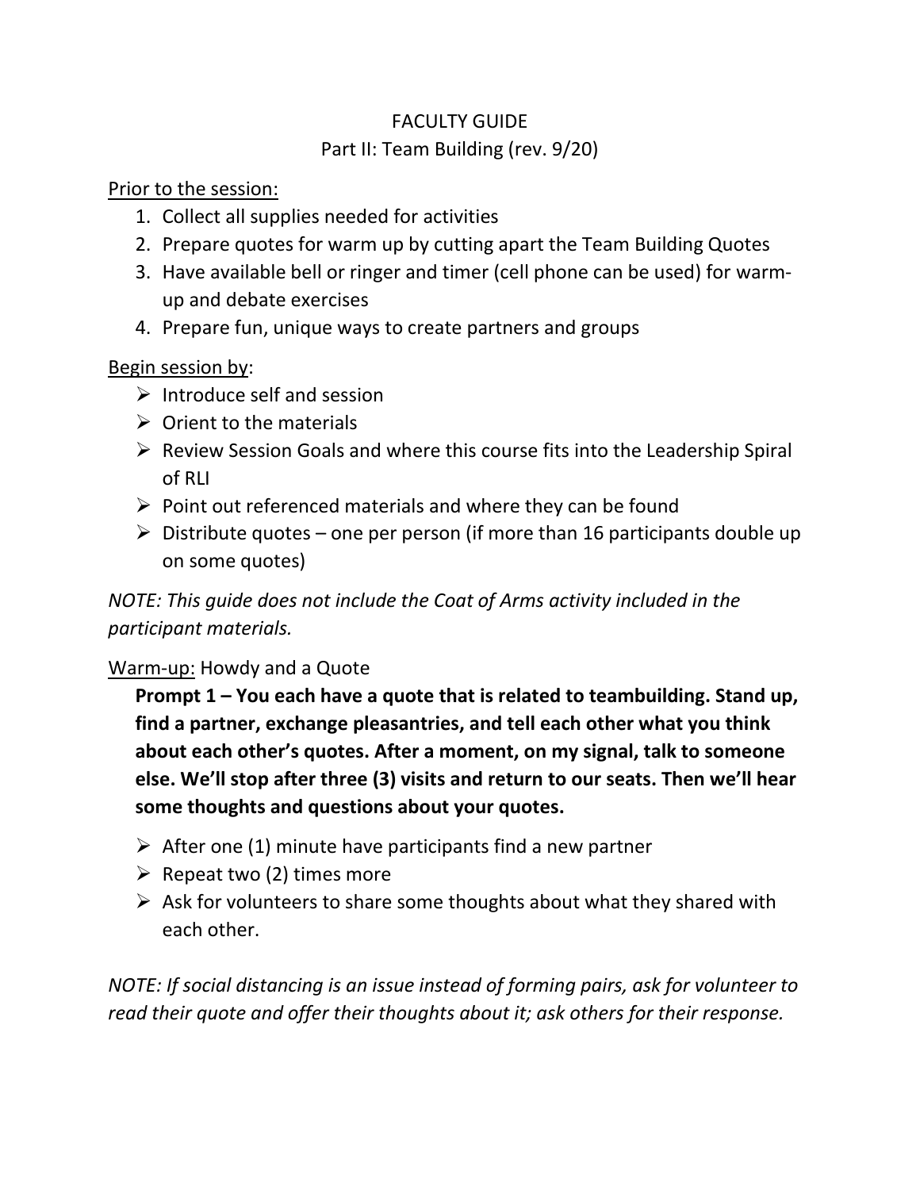# FACULTY GUIDE

## Part II: Team Building (rev. 9/20)

Prior to the session:

1. Collect all supplies needed for activities
2. Prepare quotes for warm up by cutting apart the Team Building Quotes
3. Have available bell or ringer and timer (cell phone can be used) for warm-up and debate exercises
4. Prepare fun, unique ways to create partners and groups

Begin session by:

- Introduce self and session
- Orient to the materials
- Review Session Goals and where this course fits into the Leadership Spiral of RLI
- Point out referenced materials and where they can be found
- Distribute quotes – one per person (if more than 16 participants double up on some quotes)

*NOTE: This guide does not include the Coat of Arms activity included in the participant materials.*

Warm-up: Howdy and a Quote

**Prompt 1 – You each have a quote that is related to teambuilding. Stand up, find a partner, exchange pleasantries, and tell each other what you think about each other's quotes. After a moment, on my signal, talk to someone else. We'll stop after three (3) visits and return to our seats. Then we'll hear some thoughts and questions about your quotes.**

- After one (1) minute have participants find a new partner
- Repeat two (2) times more
- Ask for volunteers to share some thoughts about what they shared with each other.

*NOTE: If social distancing is an issue instead of forming pairs, ask for volunteer to read their quote and offer their thoughts about it; ask others for their response.*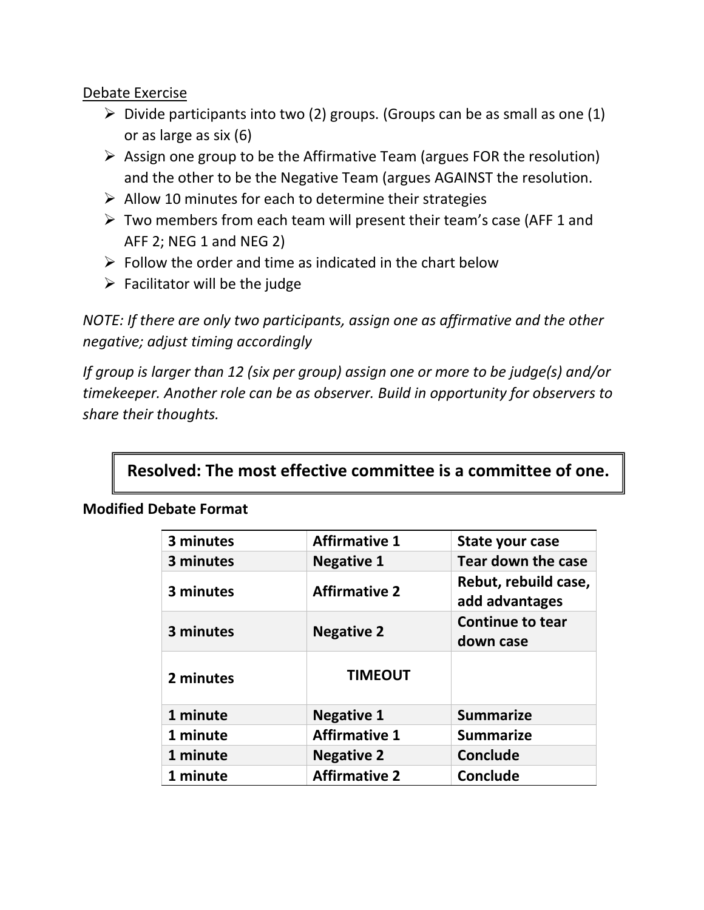Debate Exercise

- Divide participants into two (2) groups. (Groups can be as small as one (1) or as large as six (6)
- Assign one group to be the Affirmative Team (argues FOR the resolution) and the other to be the Negative Team (argues AGAINST the resolution.
- Allow 10 minutes for each to determine their strategies
- Two members from each team will present their team's case (AFF 1 and AFF 2; NEG 1 and NEG 2)
- Follow the order and time as indicated in the chart below
- Facilitator will be the judge

*NOTE: If there are only two participants, assign one as affirmative and the other negative; adjust timing accordingly*

*If group is larger than 12 (six per group) assign one or more to be judge(s) and/or timekeeper. Another role can be as observer. Build in opportunity for observers to share their thoughts.*

**Resolved: The most effective committee is a committee of one.**

**Modified Debate Format**

| | | |
|---|---|---|
| **3 minutes** | **Affirmative 1** | **State your case** |
| **3 minutes** | **Negative 1** | **Tear down the case** |
| **3 minutes** | **Affirmative 2** | **Rebut, rebuild case, add advantages** |
| **3 minutes** | **Negative 2** | **Continue to tear down case** |
| **2 minutes** | **TIMEOUT** | |
| **1 minute** | **Negative 1** | **Summarize** |
| **1 minute** | **Affirmative 1** | **Summarize** |
| **1 minute** | **Negative 2** | **Conclude** |
| **1 minute** | **Affirmative 2** | **Conclude** |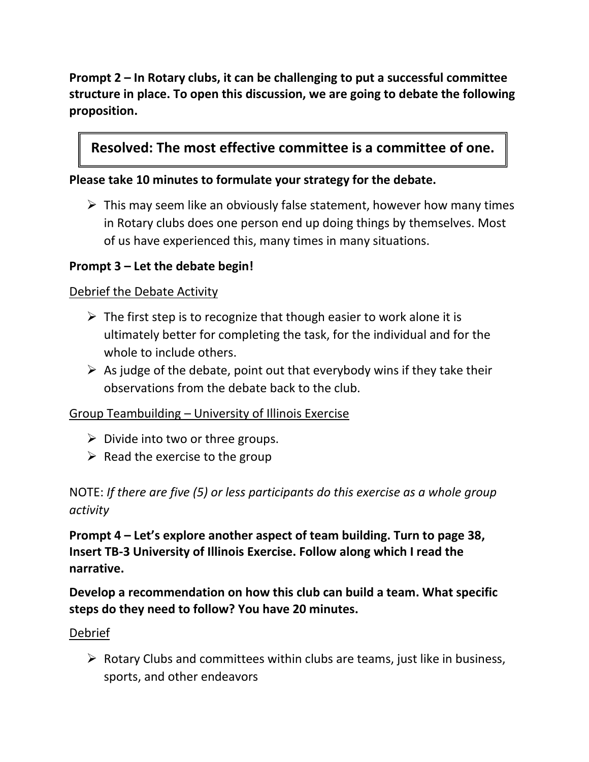**Prompt 2 – In Rotary clubs, it can be challenging to put a successful committee structure in place. To open this discussion, we are going to debate the following proposition.**

> **Resolved: The most effective committee is a committee of one.**

**Please take 10 minutes to formulate your strategy for the debate.**

- This may seem like an obviously false statement, however how many times in Rotary clubs does one person end up doing things by themselves. Most of us have experienced this, many times in many situations.

**Prompt 3 – Let the debate begin!**

<u>Debrief the Debate Activity</u>

- The first step is to recognize that though easier to work alone it is ultimately better for completing the task, for the individual and for the whole to include others.
- As judge of the debate, point out that everybody wins if they take their observations from the debate back to the club.

<u>Group Teambuilding – University of Illinois Exercise</u>

- Divide into two or three groups.
- Read the exercise to the group

NOTE: *If there are five (5) or less participants do this exercise as a whole group activity*

**Prompt 4 – Let's explore another aspect of team building. Turn to page 38, Insert TB-3 University of Illinois Exercise. Follow along which I read the narrative.**

**Develop a recommendation on how this club can build a team. What specific steps do they need to follow? You have 20 minutes.**

<u>Debrief</u>

- Rotary Clubs and committees within clubs are teams, just like in business, sports, and other endeavors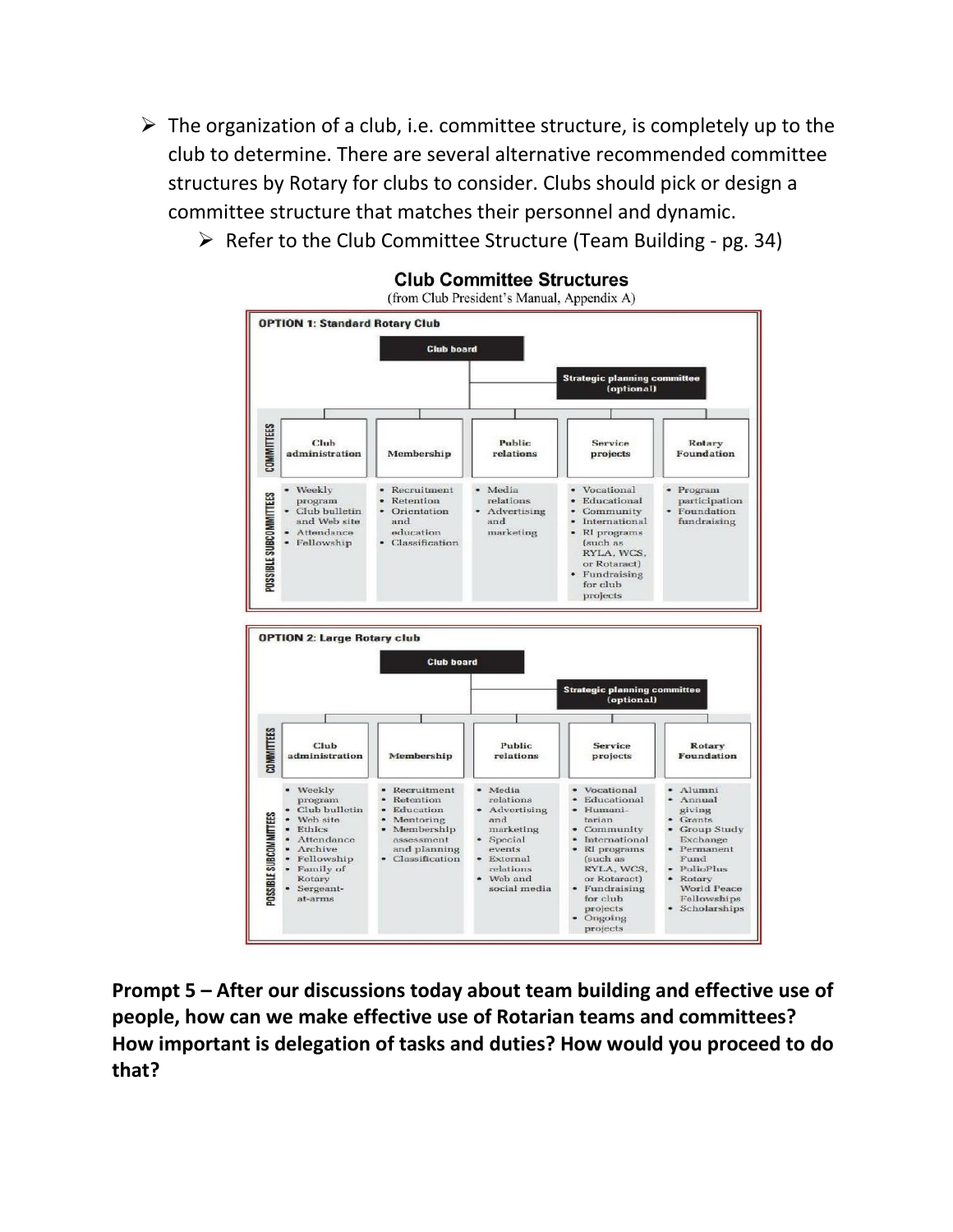- The organization of a club, i.e. committee structure, is completely up to the club to determine. There are several alternative recommended committee structures by Rotary for clubs to consider. Clubs should pick or design a committee structure that matches their personnel and dynamic.
  - Refer to the Club Committee Structure (Team Building - pg. 34)

## Club Committee Structures

(from Club President's Manual, Appendix A)

**OPTION 1: Standard Rotary Club**

Club board

Strategic planning committee (optional)

| COMMITTEES | Club administration | Membership | Public relations | Service projects | Rotary Foundation |
|---|---|---|---|---|---|
| POSSIBLE SUBCOMMITTEES | • Weekly program<br>• Club bulletin and Web site<br>• Attendance<br>• Fellowship | • Recruitment<br>• Retention<br>• Orientation and education<br>• Classification | • Media relations<br>• Advertising and marketing | • Vocational<br>• Educational<br>• Community<br>• International<br>• RI programs (such as RYLA, WCS, or Rotaract)<br>• Fundraising for club projects | • Program participation<br>• Foundation fundraising |

**OPTION 2: Large Rotary club**

Club board

Strategic planning committee (optional)

| COMMITTEES | Club administration | Membership | Public relations | Service projects | Rotary Foundation |
|---|---|---|---|---|---|
| POSSIBLE SUBCOMMITTEES | • Weekly program<br>• Club bulletin<br>• Web site<br>• Ethics<br>• Attendance<br>• Archive<br>• Fellowship<br>• Family of Rotary<br>• Sergeant-at-arms | • Recruitment<br>• Retention<br>• Education<br>• Mentoring<br>• Membership assessment and planning<br>• Classification | • Media relations<br>• Advertising and marketing<br>• Special events<br>• External relations<br>• Web and social media | • Vocational<br>• Educational<br>• Humanitarian<br>• Community<br>• International<br>• RI programs (such as RYLA, WCS, or Rotaract)<br>• Fundraising for club projects<br>• Ongoing projects | • Alumni<br>• Annual giving<br>• Grants<br>• Group Study Exchange<br>• Permanent Fund<br>• PolioPlus<br>• Rotary World Peace Fellowships<br>• Scholarships |

**Prompt 5 – After our discussions today about team building and effective use of people, how can we make effective use of Rotarian teams and committees? How important is delegation of tasks and duties? How would you proceed to do that?**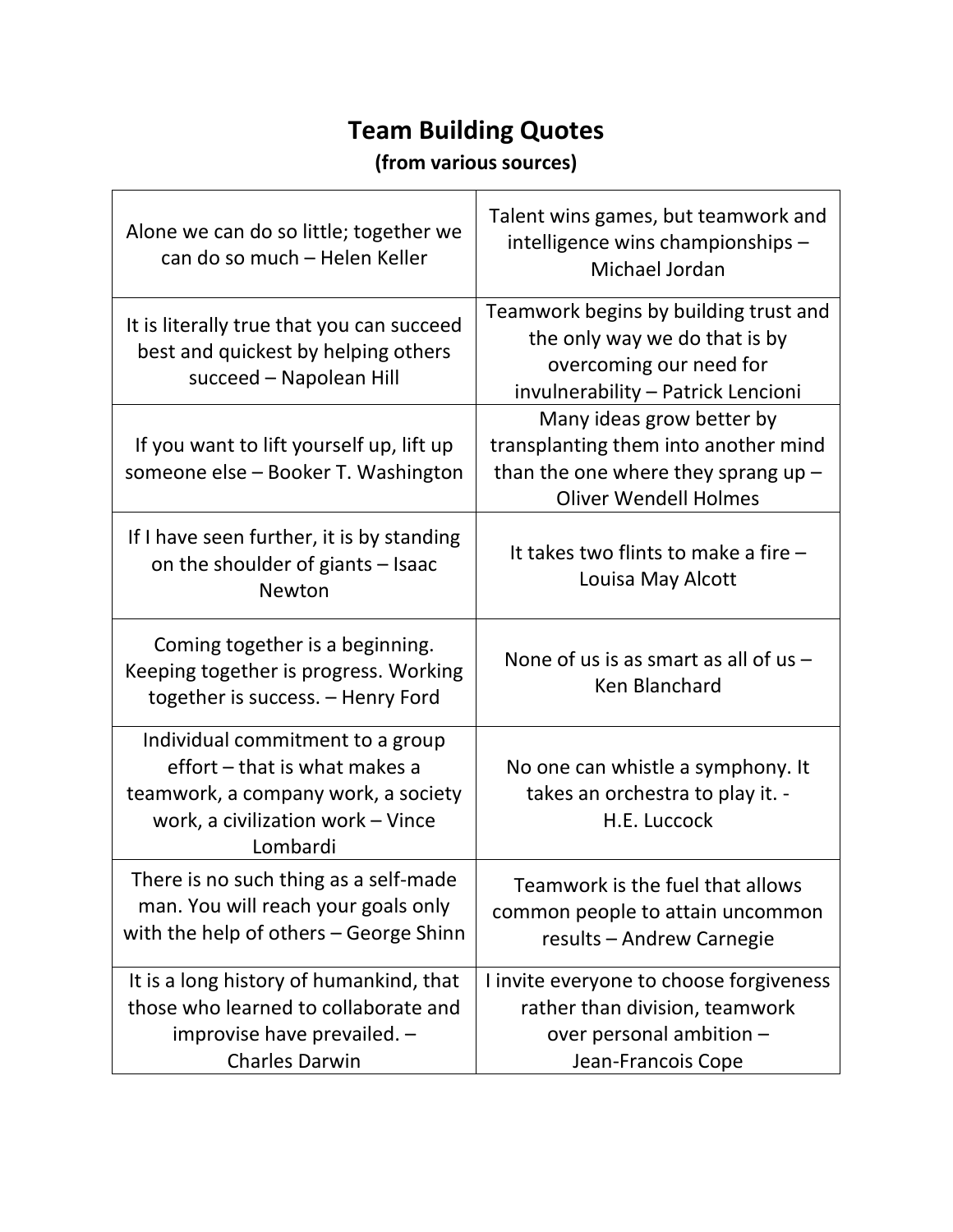# Team Building Quotes

**(from various sources)**

| | |
|---|---|
| Alone we can do so little; together we can do so much – Helen Keller | Talent wins games, but teamwork and intelligence wins championships – Michael Jordan |
| It is literally true that you can succeed best and quickest by helping others succeed – Napolean Hill | Teamwork begins by building trust and the only way we do that is by overcoming our need for invulnerability – Patrick Lencioni |
| If you want to lift yourself up, lift up someone else – Booker T. Washington | Many ideas grow better by transplanting them into another mind than the one where they sprang up – Oliver Wendell Holmes |
| If I have seen further, it is by standing on the shoulder of giants – Isaac Newton | It takes two flints to make a fire – Louisa May Alcott |
| Coming together is a beginning. Keeping together is progress. Working together is success. – Henry Ford | None of us is as smart as all of us – Ken Blanchard |
| Individual commitment to a group effort – that is what makes a teamwork, a company work, a society work, a civilization work – Vince Lombardi | No one can whistle a symphony. It takes an orchestra to play it. - H.E. Luccock |
| There is no such thing as a self-made man. You will reach your goals only with the help of others – George Shinn | Teamwork is the fuel that allows common people to attain uncommon results – Andrew Carnegie |
| It is a long history of humankind, that those who learned to collaborate and improvise have prevailed. – Charles Darwin | I invite everyone to choose forgiveness rather than division, teamwork over personal ambition – Jean-Francois Cope |